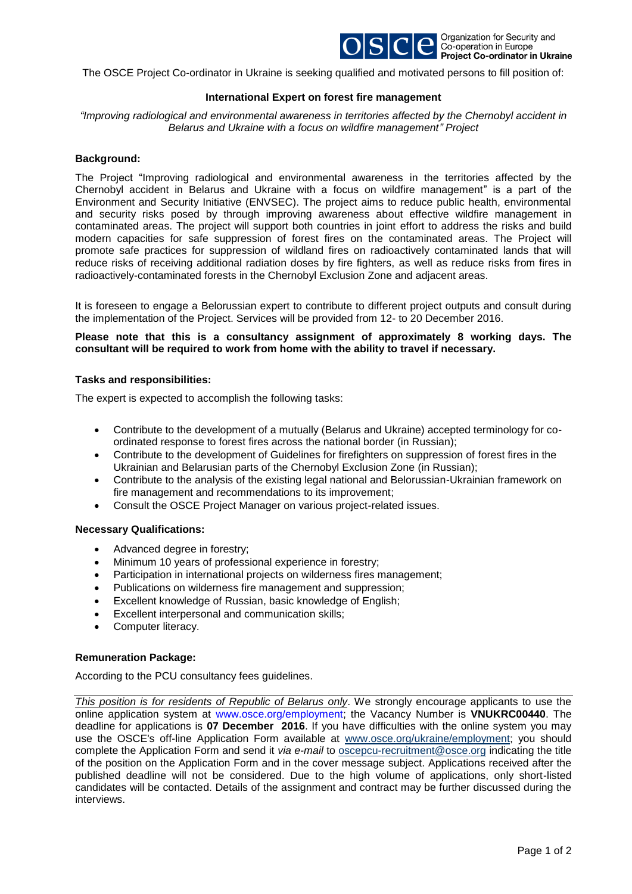Organization for Security and Co-operation in Europe
**Project Co-ordinator in Ukraine**

The OSCE Project Co-ordinator in Ukraine is seeking qualified and motivated persons to fill position of:

**International Expert on forest fire management**

*"Improving radiological and environmental awareness in territories affected by the Chernobyl accident in Belarus and Ukraine with a focus on wildfire management" Project*

**Background:**

The Project "Improving radiological and environmental awareness in the territories affected by the Chernobyl accident in Belarus and Ukraine with a focus on wildfire management" is a part of the Environment and Security Initiative (ENVSEC). The project aims to reduce public health, environmental and security risks posed by through improving awareness about effective wildfire management in contaminated areas. The project will support both countries in joint effort to address the risks and build modern capacities for safe suppression of forest fires on the contaminated areas. The Project will promote safe practices for suppression of wildland fires on radioactively contaminated lands that will reduce risks of receiving additional radiation doses by fire fighters, as well as reduce risks from fires in radioactively-contaminated forests in the Chernobyl Exclusion Zone and adjacent areas.

It is foreseen to engage a Belorussian expert to contribute to different project outputs and consult during the implementation of the Project. Services will be provided from 12- to 20 December 2016.

**Please note that this is a consultancy assignment of approximately 8 working days. The consultant will be required to work from home with the ability to travel if necessary.**

**Tasks and responsibilities:**

The expert is expected to accomplish the following tasks:

- Contribute to the development of a mutually (Belarus and Ukraine) accepted terminology for co-ordinated response to forest fires across the national border (in Russian);
- Contribute to the development of Guidelines for firefighters on suppression of forest fires in the Ukrainian and Belarusian parts of the Chernobyl Exclusion Zone (in Russian);
- Contribute to the analysis of the existing legal national and Belorussian-Ukrainian framework on fire management and recommendations to its improvement;
- Consult the OSCE Project Manager on various project-related issues.

**Necessary Qualifications:**

- Advanced degree in forestry;
- Minimum 10 years of professional experience in forestry;
- Participation in international projects on wilderness fires management;
- Publications on wilderness fire management and suppression;
- Excellent knowledge of Russian, basic knowledge of English;
- Excellent interpersonal and communication skills;
- Computer literacy.

**Remuneration Package:**

According to the PCU consultancy fees guidelines.

*This position is for residents of Republic of Belarus only*. We strongly encourage applicants to use the online application system at www.osce.org/employment; the Vacancy Number is **VNUKRC00440**. The deadline for applications is **07 December 2016**. If you have difficulties with the online system you may use the OSCE's off-line Application Form available at www.osce.org/ukraine/employment; you should complete the Application Form and send it *via e-mail* to oscepcu-recruitment@osce.org indicating the title of the position on the Application Form and in the cover message subject. Applications received after the published deadline will not be considered. Due to the high volume of applications, only short-listed candidates will be contacted. Details of the assignment and contract may be further discussed during the interviews.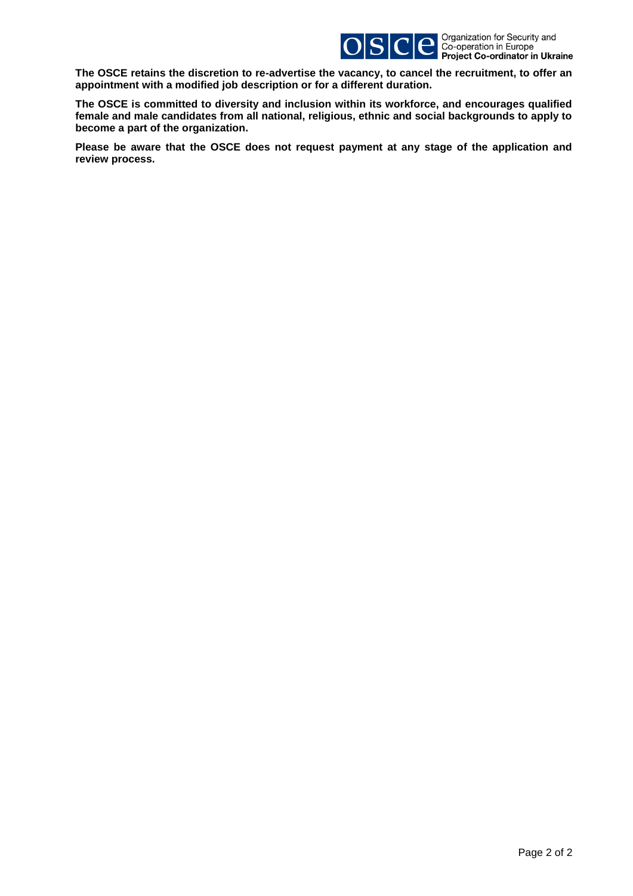**The OSCE retains the discretion to re-advertise the vacancy, to cancel the recruitment, to offer an appointment with a modified job description or for a different duration.**

**The OSCE is committed to diversity and inclusion within its workforce, and encourages qualified female and male candidates from all national, religious, ethnic and social backgrounds to apply to become a part of the organization.**

**Please be aware that the OSCE does not request payment at any stage of the application and review process.**